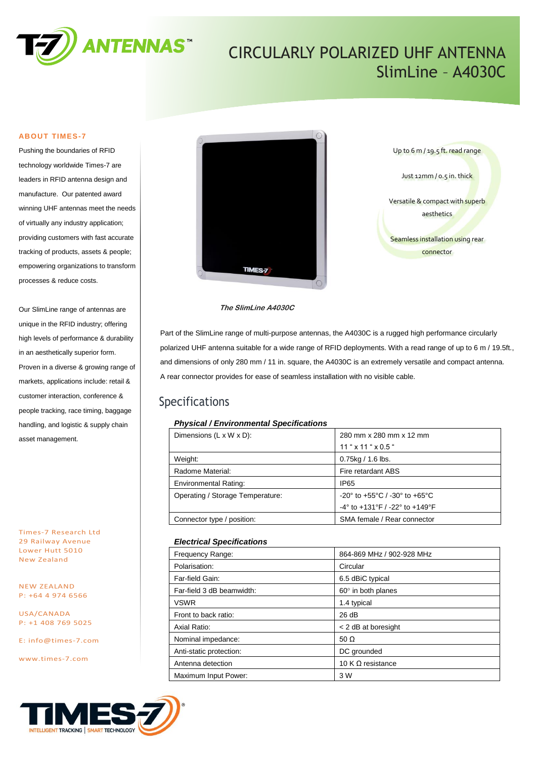# CIRCULARLY POLARIZED UHF ANTENNA
## SlimLine – A4030C

### ABOUT TIMES-7

Pushing the boundaries of RFID technology worldwide Times-7 are leaders in RFID antenna design and manufacture. Our patented award winning UHF antennas meet the needs of virtually any industry application; providing customers with fast accurate tracking of products, assets & people; empowering organizations to transform processes & reduce costs.

Our SlimLine range of antennas are unique in the RFID industry; offering high levels of performance & durability in an aesthetically superior form. Proven in a diverse & growing range of markets, applications include: retail & customer interaction, conference & people tracking, race timing, baggage handling, and logistic & supply chain asset management.

Times-7 Research Ltd
29 Railway Avenue
Lower Hutt 5010
New Zealand

NEW ZEALAND
P: +64 4 974 6566

USA/CANADA
P: +1 408 769 5025

E: info@times-7.com

www.times-7.com

*The SlimLine A4030C*

- Up to 6 m / 19.5 ft. read range
- Just 12mm / 0.5 in. thick
- Versatile & compact with superb aesthetics
- Seamless installation using rear connector

Part of the SlimLine range of multi-purpose antennas, the A4030C is a rugged high performance circularly polarized UHF antenna suitable for a wide range of RFID deployments. With a read range of up to 6 m / 19.5ft., and dimensions of only 280 mm / 11 in. square, the A4030C is an extremely versatile and compact antenna. A rear connector provides for ease of seamless installation with no visible cable.

## Specifications

### *Physical / Environmental Specifications*

| | |
|---|---|
| Dimensions (L x W x D): | 280 mm x 280 mm x 12 mm<br>11 " x 11 " x 0.5 " |
| Weight: | 0.75kg / 1.6 lbs. |
| Radome Material: | Fire retardant ABS |
| Environmental Rating: | IP65 |
| Operating / Storage Temperature: | -20° to +55°C / -30° to +65°C<br>-4° to +131°F / -22° to +149°F |
| Connector type / position: | SMA female / Rear connector |

### *Electrical Specifications*

| | |
|---|---|
| Frequency Range: | 864-869 MHz / 902-928 MHz |
| Polarisation: | Circular |
| Far-field Gain: | 6.5 dBiC typical |
| Far-field 3 dB beamwidth: | 60° in both planes |
| VSWR | 1.4 typical |
| Front to back ratio: | 26 dB |
| Axial Ratio: | < 2 dB at boresight |
| Nominal impedance: | 50 Ω |
| Anti-static protection: | DC grounded |
| Antenna detection | 10 K Ω resistance |
| Maximum Input Power: | 3 W |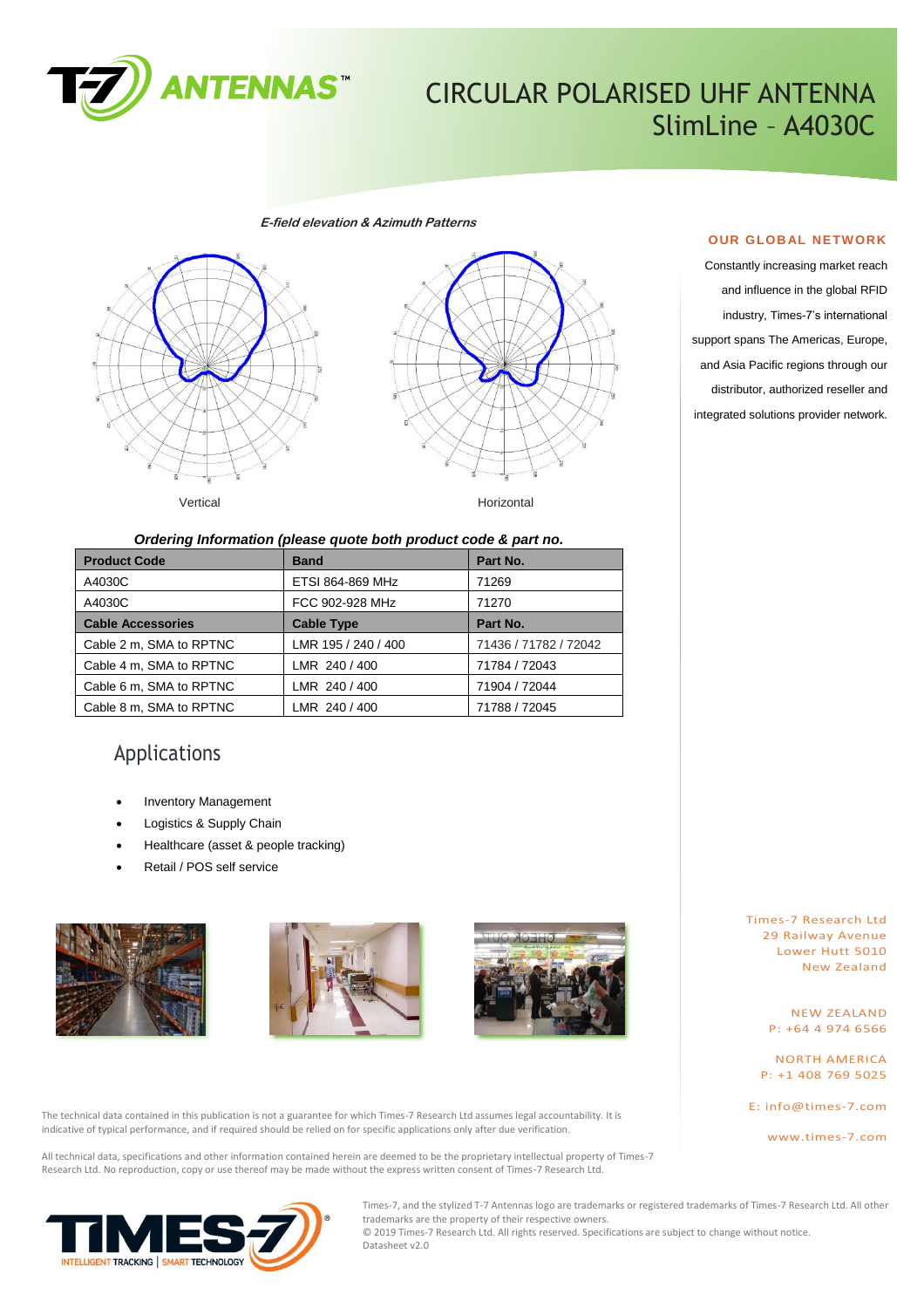# CIRCULAR POLARISED UHF ANTENNA
## SlimLine – A4030C

***E-field elevation & Azimuth Patterns***

Vertical

Horizontal

***Ordering Information (please quote both product code & part no.***

| Product Code | Band | Part No. |
|---|---|---|
| A4030C | ETSI 864-869 MHz | 71269 |
| A4030C | FCC 902-928 MHz | 71270 |
| **Cable Accessories** | **Cable Type** | **Part No.** |
| Cable 2 m, SMA to RPTNC | LMR 195 / 240 / 400 | 71436 / 71782 / 72042 |
| Cable 4 m, SMA to RPTNC | LMR 240 / 400 | 71784 / 72043 |
| Cable 6 m, SMA to RPTNC | LMR 240 / 400 | 71904 / 72044 |
| Cable 8 m, SMA to RPTNC | LMR 240 / 400 | 71788 / 72045 |

## Applications

- Inventory Management
- Logistics & Supply Chain
- Healthcare (asset & people tracking)
- Retail / POS self service

### OUR GLOBAL NETWORK

Constantly increasing market reach and influence in the global RFID industry, Times-7's international support spans The Americas, Europe, and Asia Pacific regions through our distributor, authorized reseller and integrated solutions provider network.

Times-7 Research Ltd
29 Railway Avenue
Lower Hutt 5010
New Zealand

NEW ZEALAND
P: +64 4 974 6566

NORTH AMERICA
P: +1 408 769 5025

E: info@times-7.com

www.times-7.com

The technical data contained in this publication is not a guarantee for which Times-7 Research Ltd assumes legal accountability. It is indicative of typical performance, and if required should be relied on for specific applications only after due verification.

All technical data, specifications and other information contained herein are deemed to be the proprietary intellectual property of Times-7 Research Ltd. No reproduction, copy or use thereof may be made without the express written consent of Times-7 Research Ltd.

Times-7, and the stylized T-7 Antennas logo are trademarks or registered trademarks of Times-7 Research Ltd. All other trademarks are the property of their respective owners.
© 2019 Times-7 Research Ltd. All rights reserved. Specifications are subject to change without notice.
Datasheet v2.0